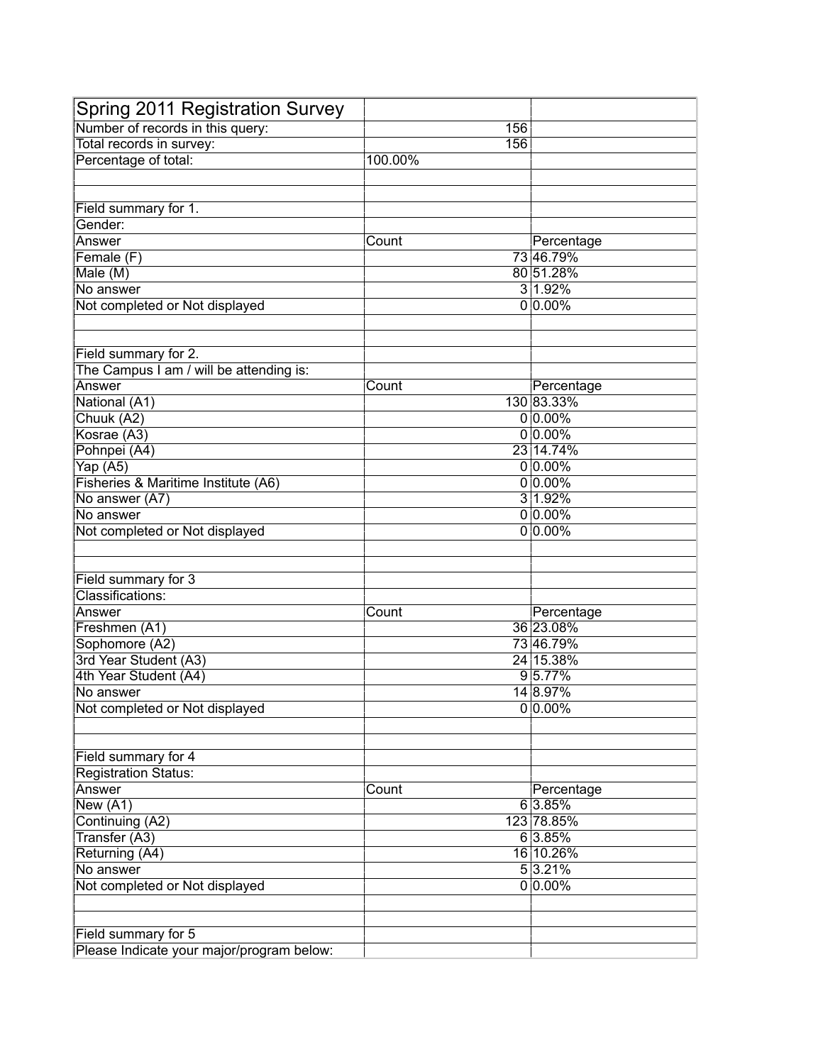# Spring 2011 Registration Survey

| | | |
|---|---|---|
| Number of records in this query: | 156 | |
| Total records in survey: | 156 | |
| Percentage of total: | 100.00% | |

**Field summary for 1.**

Gender:

| Answer | Count | Percentage |
|---|---|---|
| Female (F) | 73 | 46.79% |
| Male (M) | 80 | 51.28% |
| No answer | 3 | 1.92% |
| Not completed or Not displayed | 0 | 0.00% |

**Field summary for 2.**

The Campus I am / will be attending is:

| Answer | Count | Percentage |
|---|---|---|
| National (A1) | 130 | 83.33% |
| Chuuk (A2) | 0 | 0.00% |
| Kosrae (A3) | 0 | 0.00% |
| Pohnpei (A4) | 23 | 14.74% |
| Yap (A5) | 0 | 0.00% |
| Fisheries & Maritime Institute (A6) | 0 | 0.00% |
| No answer (A7) | 3 | 1.92% |
| No answer | 0 | 0.00% |
| Not completed or Not displayed | 0 | 0.00% |

**Field summary for 3**

Classifications:

| Answer | Count | Percentage |
|---|---|---|
| Freshmen (A1) | 36 | 23.08% |
| Sophomore (A2) | 73 | 46.79% |
| 3rd Year Student (A3) | 24 | 15.38% |
| 4th Year Student (A4) | 9 | 5.77% |
| No answer | 14 | 8.97% |
| Not completed or Not displayed | 0 | 0.00% |

**Field summary for 4**

Registration Status:

| Answer | Count | Percentage |
|---|---|---|
| New (A1) | 6 | 3.85% |
| Continuing (A2) | 123 | 78.85% |
| Transfer (A3) | 6 | 3.85% |
| Returning (A4) | 16 | 10.26% |
| No answer | 5 | 3.21% |
| Not completed or Not displayed | 0 | 0.00% |

**Field summary for 5**

Please Indicate your major/program below: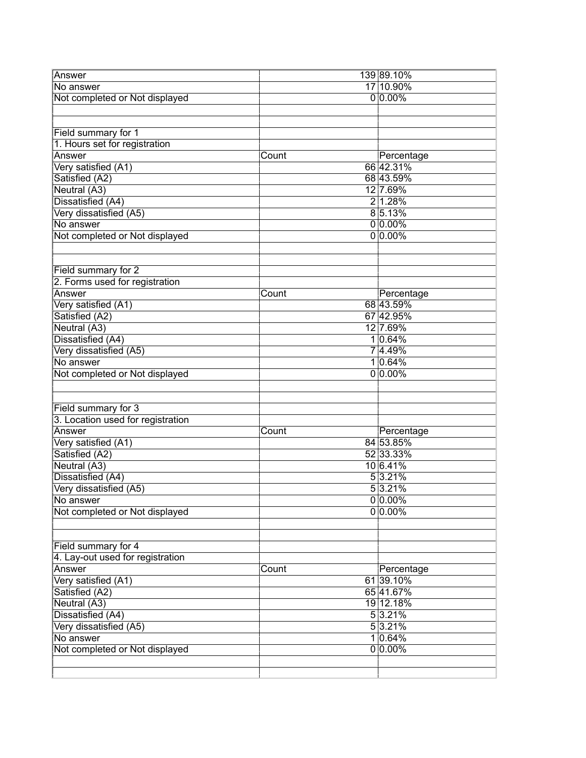| | | |
|---|---|---|
| Answer | 139 | 89.10% |
| No answer | 17 | 10.90% |
| Not completed or Not displayed | 0 | 0.00% |

**Field summary for 1**

1. Hours set for registration

| Answer | Count | Percentage |
|---|---|---|
| Very satisfied (A1) | 66 | 42.31% |
| Satisfied (A2) | 68 | 43.59% |
| Neutral (A3) | 12 | 7.69% |
| Dissatisfied (A4) | 2 | 1.28% |
| Very dissatisfied (A5) | 8 | 5.13% |
| No answer | 0 | 0.00% |
| Not completed or Not displayed | 0 | 0.00% |

**Field summary for 2**

2. Forms used for registration

| Answer | Count | Percentage |
|---|---|---|
| Very satisfied (A1) | 68 | 43.59% |
| Satisfied (A2) | 67 | 42.95% |
| Neutral (A3) | 12 | 7.69% |
| Dissatisfied (A4) | 1 | 0.64% |
| Very dissatisfied (A5) | 7 | 4.49% |
| No answer | 1 | 0.64% |
| Not completed or Not displayed | 0 | 0.00% |

**Field summary for 3**

3. Location used for registration

| Answer | Count | Percentage |
|---|---|---|
| Very satisfied (A1) | 84 | 53.85% |
| Satisfied (A2) | 52 | 33.33% |
| Neutral (A3) | 10 | 6.41% |
| Dissatisfied (A4) | 5 | 3.21% |
| Very dissatisfied (A5) | 5 | 3.21% |
| No answer | 0 | 0.00% |
| Not completed or Not displayed | 0 | 0.00% |

**Field summary for 4**

4. Lay-out used for registration

| Answer | Count | Percentage |
|---|---|---|
| Very satisfied (A1) | 61 | 39.10% |
| Satisfied (A2) | 65 | 41.67% |
| Neutral (A3) | 19 | 12.18% |
| Dissatisfied (A4) | 5 | 3.21% |
| Very dissatisfied (A5) | 5 | 3.21% |
| No answer | 1 | 0.64% |
| Not completed or Not displayed | 0 | 0.00% |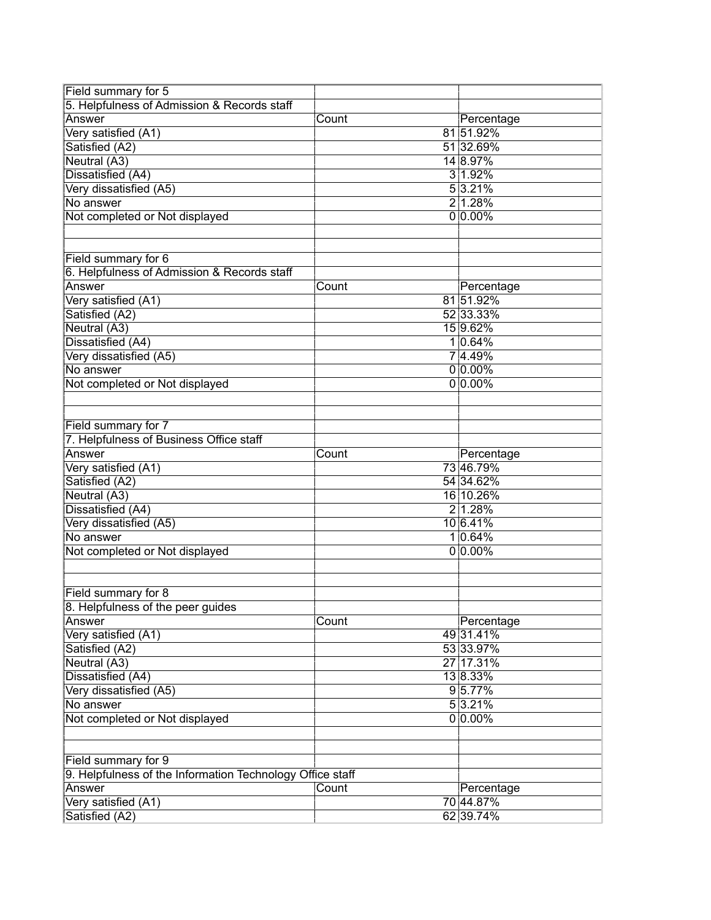| Field summary for 5 | | |
|---|---|---|
| 5. Helpfulness of Admission & Records staff | | |
| Answer | Count | Percentage |
| Very satisfied (A1) | 81 | 51.92% |
| Satisfied (A2) | 51 | 32.69% |
| Neutral (A3) | 14 | 8.97% |
| Dissatisfied (A4) | 3 | 1.92% |
| Very dissatisfied (A5) | 5 | 3.21% |
| No answer | 2 | 1.28% |
| Not completed or Not displayed | 0 | 0.00% |

| Field summary for 6 | | |
|---|---|---|
| 6. Helpfulness of Admission & Records staff | | |
| Answer | Count | Percentage |
| Very satisfied (A1) | 81 | 51.92% |
| Satisfied (A2) | 52 | 33.33% |
| Neutral (A3) | 15 | 9.62% |
| Dissatisfied (A4) | 1 | 0.64% |
| Very dissatisfied (A5) | 7 | 4.49% |
| No answer | 0 | 0.00% |
| Not completed or Not displayed | 0 | 0.00% |

| Field summary for 7 | | |
|---|---|---|
| 7. Helpfulness of Business Office staff | | |
| Answer | Count | Percentage |
| Very satisfied (A1) | 73 | 46.79% |
| Satisfied (A2) | 54 | 34.62% |
| Neutral (A3) | 16 | 10.26% |
| Dissatisfied (A4) | 2 | 1.28% |
| Very dissatisfied (A5) | 10 | 6.41% |
| No answer | 1 | 0.64% |
| Not completed or Not displayed | 0 | 0.00% |

| Field summary for 8 | | |
|---|---|---|
| 8. Helpfulness of the peer guides | | |
| Answer | Count | Percentage |
| Very satisfied (A1) | 49 | 31.41% |
| Satisfied (A2) | 53 | 33.97% |
| Neutral (A3) | 27 | 17.31% |
| Dissatisfied (A4) | 13 | 8.33% |
| Very dissatisfied (A5) | 9 | 5.77% |
| No answer | 5 | 3.21% |
| Not completed or Not displayed | 0 | 0.00% |

| Field summary for 9 | | |
|---|---|---|
| 9. Helpfulness of the Information Technology Office staff | | |
| Answer | Count | Percentage |
| Very satisfied (A1) | 70 | 44.87% |
| Satisfied (A2) | 62 | 39.74% |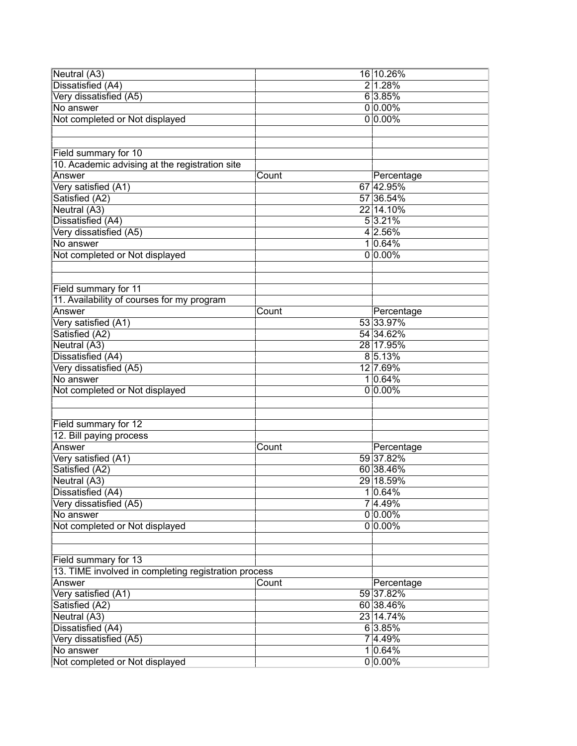| | | |
|---|---|---|
| Neutral (A3) | 16 | 10.26% |
| Dissatisfied (A4) | 2 | 1.28% |
| Very dissatisfied (A5) | 6 | 3.85% |
| No answer | 0 | 0.00% |
| Not completed or Not displayed | 0 | 0.00% |

Field summary for 10

10. Academic advising at the registration site

| Answer | Count | Percentage |
|---|---|---|
| Very satisfied (A1) | 67 | 42.95% |
| Satisfied (A2) | 57 | 36.54% |
| Neutral (A3) | 22 | 14.10% |
| Dissatisfied (A4) | 5 | 3.21% |
| Very dissatisfied (A5) | 4 | 2.56% |
| No answer | 1 | 0.64% |
| Not completed or Not displayed | 0 | 0.00% |

Field summary for 11

11. Availability of courses for my program

| Answer | Count | Percentage |
|---|---|---|
| Very satisfied (A1) | 53 | 33.97% |
| Satisfied (A2) | 54 | 34.62% |
| Neutral (A3) | 28 | 17.95% |
| Dissatisfied (A4) | 8 | 5.13% |
| Very dissatisfied (A5) | 12 | 7.69% |
| No answer | 1 | 0.64% |
| Not completed or Not displayed | 0 | 0.00% |

Field summary for 12

12. Bill paying process

| Answer | Count | Percentage |
|---|---|---|
| Very satisfied (A1) | 59 | 37.82% |
| Satisfied (A2) | 60 | 38.46% |
| Neutral (A3) | 29 | 18.59% |
| Dissatisfied (A4) | 1 | 0.64% |
| Very dissatisfied (A5) | 7 | 4.49% |
| No answer | 0 | 0.00% |
| Not completed or Not displayed | 0 | 0.00% |

Field summary for 13

13. TIME involved in completing registration process

| Answer | Count | Percentage |
|---|---|---|
| Very satisfied (A1) | 59 | 37.82% |
| Satisfied (A2) | 60 | 38.46% |
| Neutral (A3) | 23 | 14.74% |
| Dissatisfied (A4) | 6 | 3.85% |
| Very dissatisfied (A5) | 7 | 4.49% |
| No answer | 1 | 0.64% |
| Not completed or Not displayed | 0 | 0.00% |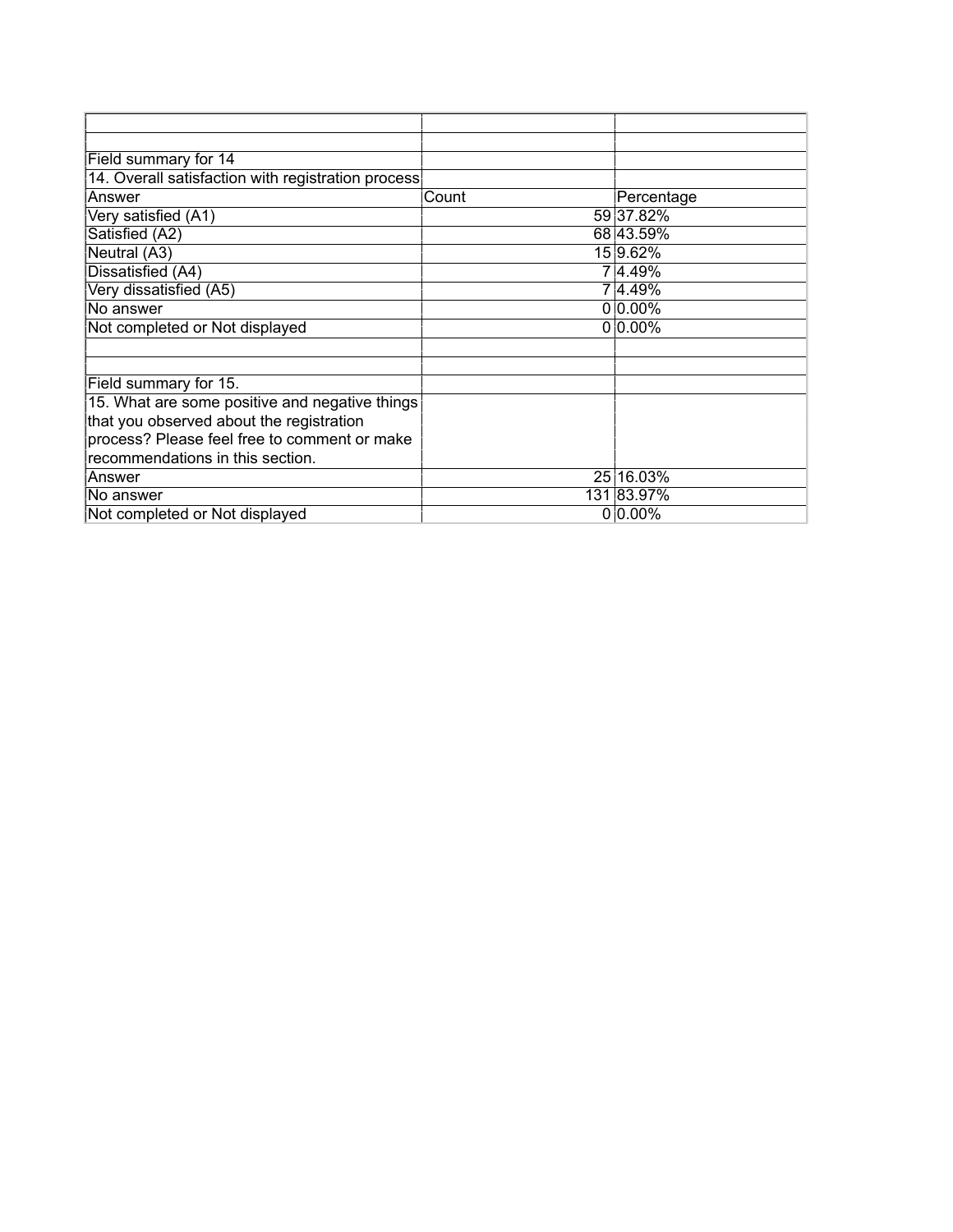| | | |
|---|---|---|
| | | |
| | | |
| Field summary for 14 | | |
| 14. Overall satisfaction with registration process | | |
| Answer | Count | Percentage |
| Very satisfied (A1) | 59 | 37.82% |
| Satisfied (A2) | 68 | 43.59% |
| Neutral (A3) | 15 | 9.62% |
| Dissatisfied (A4) | 7 | 4.49% |
| Very dissatisfied (A5) | 7 | 4.49% |
| No answer | 0 | 0.00% |
| Not completed or Not displayed | 0 | 0.00% |
| | | |
| | | |
| Field summary for 15. | | |
| 15. What are some positive and negative things that you observed about the registration process? Please feel free to comment or make recommendations in this section. | | |
| Answer | 25 | 16.03% |
| No answer | 131 | 83.97% |
| Not completed or Not displayed | 0 | 0.00% |